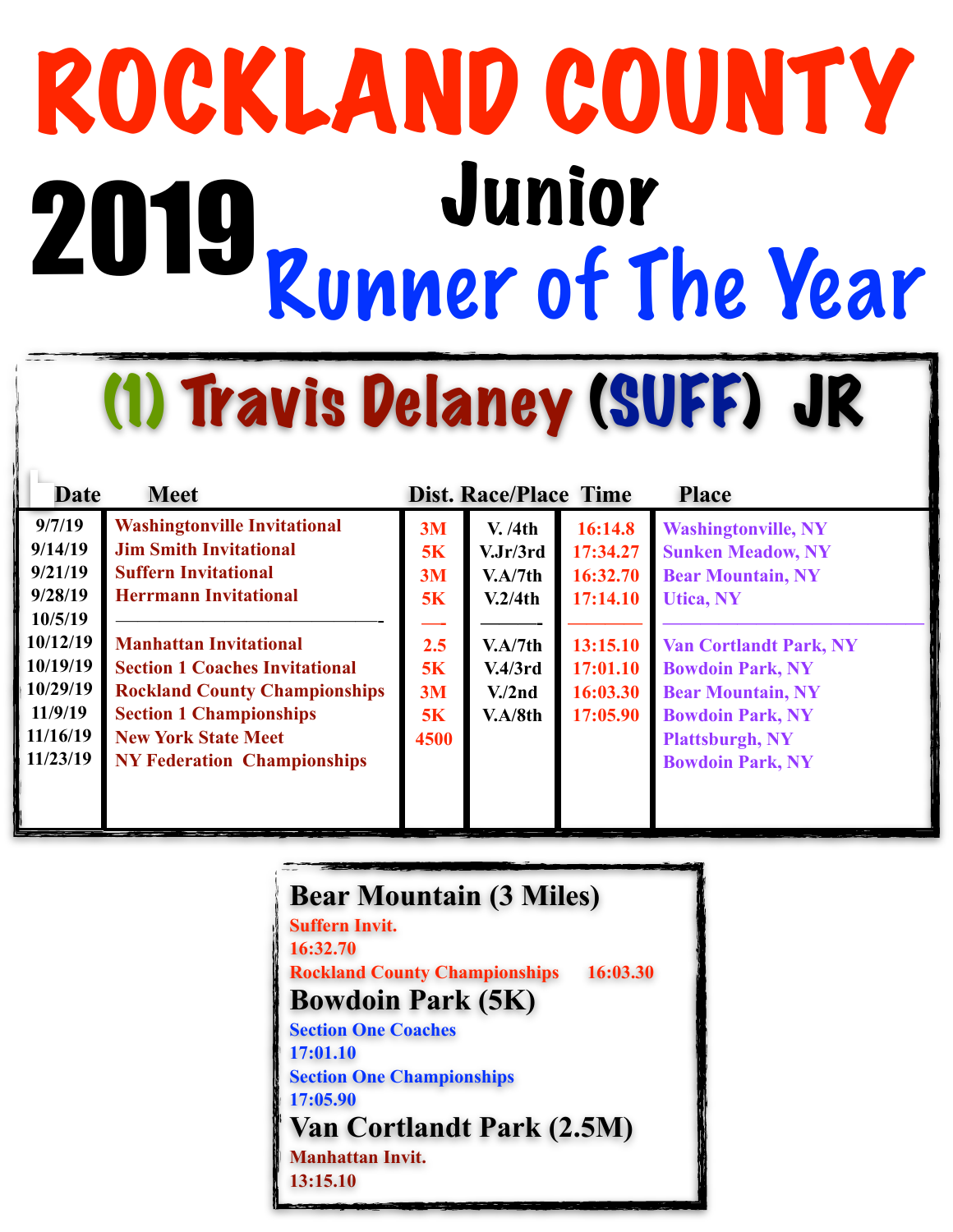# ROCKLAND COUNTY

# 2019 Junior Runner of The Year

## (1) Travis Delaney (SUFF) JR

| Date | Meet | Dist. | Race/Place | Time | Place |
|---|---|---|---|---|---|
| 9/7/19 | Washingtonville Invitational | 3M | V. /4th | 16:14.8 | Washingtonville, NY |
| 9/14/19 | Jim Smith Invitational | 5K | V.Jr/3rd | 17:34.27 | Sunken Meadow, NY |
| 9/21/19 | Suffern Invitational | 3M | V.A/7th | 16:32.70 | Bear Mountain, NY |
| 9/28/19 | Herrmann Invitational | 5K | V.2/4th | 17:14.10 | Utica, NY |
| 10/5/19 | —————————————- | —- | ———- | ———— | ———————————— |
| 10/12/19 | Manhattan Invitational | 2.5 | V.A/7th | 13:15.10 | Van Cortlandt Park, NY |
| 10/19/19 | Section 1 Coaches Invitational | 5K | V.4/3rd | 17:01.10 | Bowdoin Park, NY |
| 10/29/19 | Rockland County Championships | 3M | V./2nd | 16:03.30 | Bear Mountain, NY |
| 11/9/19 | Section 1 Championships | 5K | V.A/8th | 17:05.90 | Bowdoin Park, NY |
| 11/16/19 | New York State Meet | 4500 | | | Plattsburgh, NY |
| 11/23/19 | NY Federation Championships | | | | Bowdoin Park, NY |

### Bear Mountain (3 Miles)

Suffern Invit.
16:32.70
Rockland County Championships 16:03.30

### Bowdoin Park (5K)

Section One Coaches
17:01.10
Section One Championships
17:05.90

### Van Cortlandt Park (2.5M)

Manhattan Invit.
13:15.10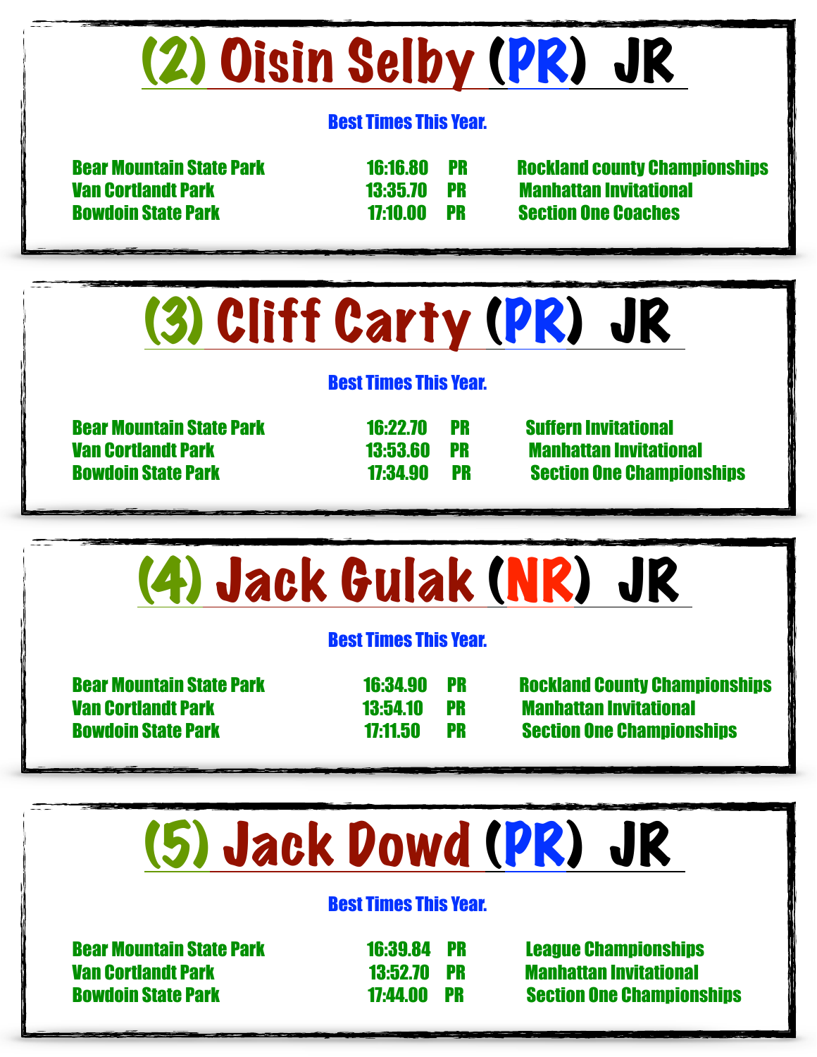## (2) Oisin Selby (PR) JR

**Best Times This Year.**

| | | | |
|---|---|---|---|
| Bear Mountain State Park | 16:16.80 | PR | Rockland county Championships |
| Van Cortlandt Park | 13:35.70 | PR | Manhattan Invitational |
| Bowdoin State Park | 17:10.00 | PR | Section One Coaches |

## (3) Cliff Carty (PR) JR

**Best Times This Year.**

| | | | |
|---|---|---|---|
| Bear Mountain State Park | 16:22.70 | PR | Suffern Invitational |
| Van Cortlandt Park | 13:53.60 | PR | Manhattan Invitational |
| Bowdoin State Park | 17:34.90 | PR | Section One Championships |

## (4) Jack Gulak (NR) JR

**Best Times This Year.**

| | | | |
|---|---|---|---|
| Bear Mountain State Park | 16:34.90 | PR | Rockland County Championships |
| Van Cortlandt Park | 13:54.10 | PR | Manhattan Invitational |
| Bowdoin State Park | 17:11.50 | PR | Section One Championships |

## (5) Jack Dowd (PR) JR

**Best Times This Year.**

| | | | |
|---|---|---|---|
| Bear Mountain State Park | 16:39.84 | PR | League Championships |
| Van Cortlandt Park | 13:52.70 | PR | Manhattan Invitational |
| Bowdoin State Park | 17:44.00 | PR | Section One Championships |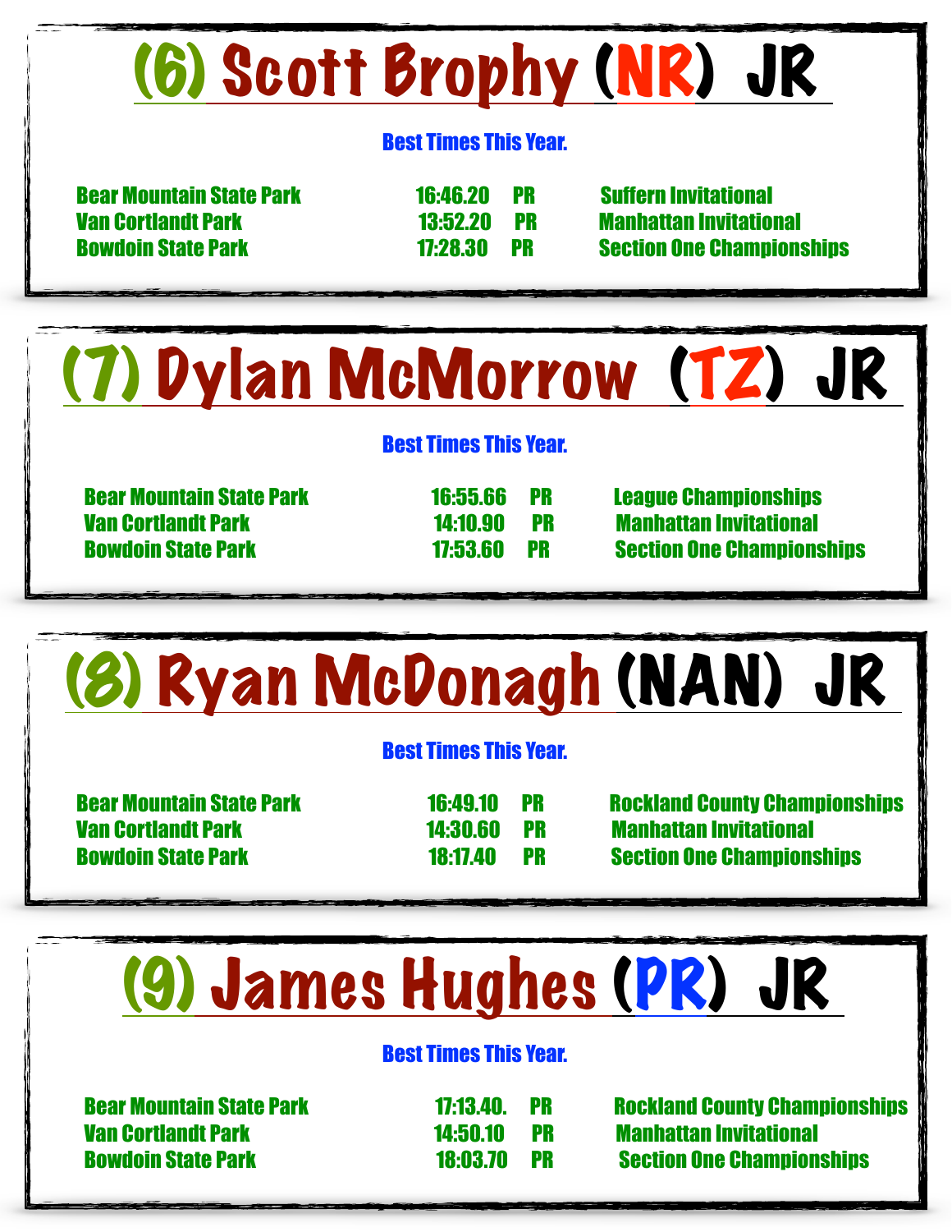## (6) Scott Brophy (NR) JR

**Best Times This Year.**

| | | | |
|---|---|---|---|
| Bear Mountain State Park | 16:46.20 | PR | Suffern Invitational |
| Van Cortlandt Park | 13:52.20 | PR | Manhattan Invitational |
| Bowdoin State Park | 17:28.30 | PR | Section One Championships |

## (7) Dylan McMorrow (TZ) JR

**Best Times This Year.**

| | | | |
|---|---|---|---|
| Bear Mountain State Park | 16:55.66 | PR | League Championships |
| Van Cortlandt Park | 14:10.90 | PR | Manhattan Invitational |
| Bowdoin State Park | 17:53.60 | PR | Section One Championships |

## (8) Ryan McDonagh (NAN) JR

**Best Times This Year.**

| | | | |
|---|---|---|---|
| Bear Mountain State Park | 16:49.10 | PR | Rockland County Championships |
| Van Cortlandt Park | 14:30.60 | PR | Manhattan Invitational |
| Bowdoin State Park | 18:17.40 | PR | Section One Championships |

## (9) James Hughes (PR) JR

**Best Times This Year.**

| | | | |
|---|---|---|---|
| Bear Mountain State Park | 17:13.40. | PR | Rockland County Championships |
| Van Cortlandt Park | 14:50.10 | PR | Manhattan Invitational |
| Bowdoin State Park | 18:03.70 | PR | Section One Championships |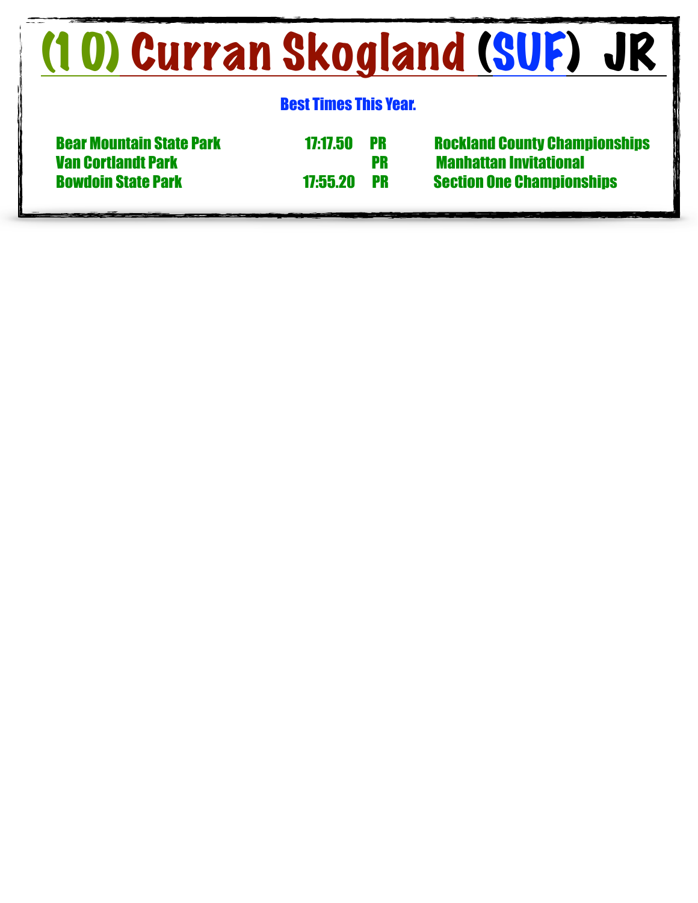# (10) Curran Skogland (SUF) JR

Best Times This Year.

| | | | |
|---|---|---|---|
| Bear Mountain State Park | 17:17.50 | PR | Rockland County Championships |
| Van Cortlandt Park | | PR | Manhattan Invitational |
| Bowdoin State Park | 17:55.20 | PR | Section One Championships |